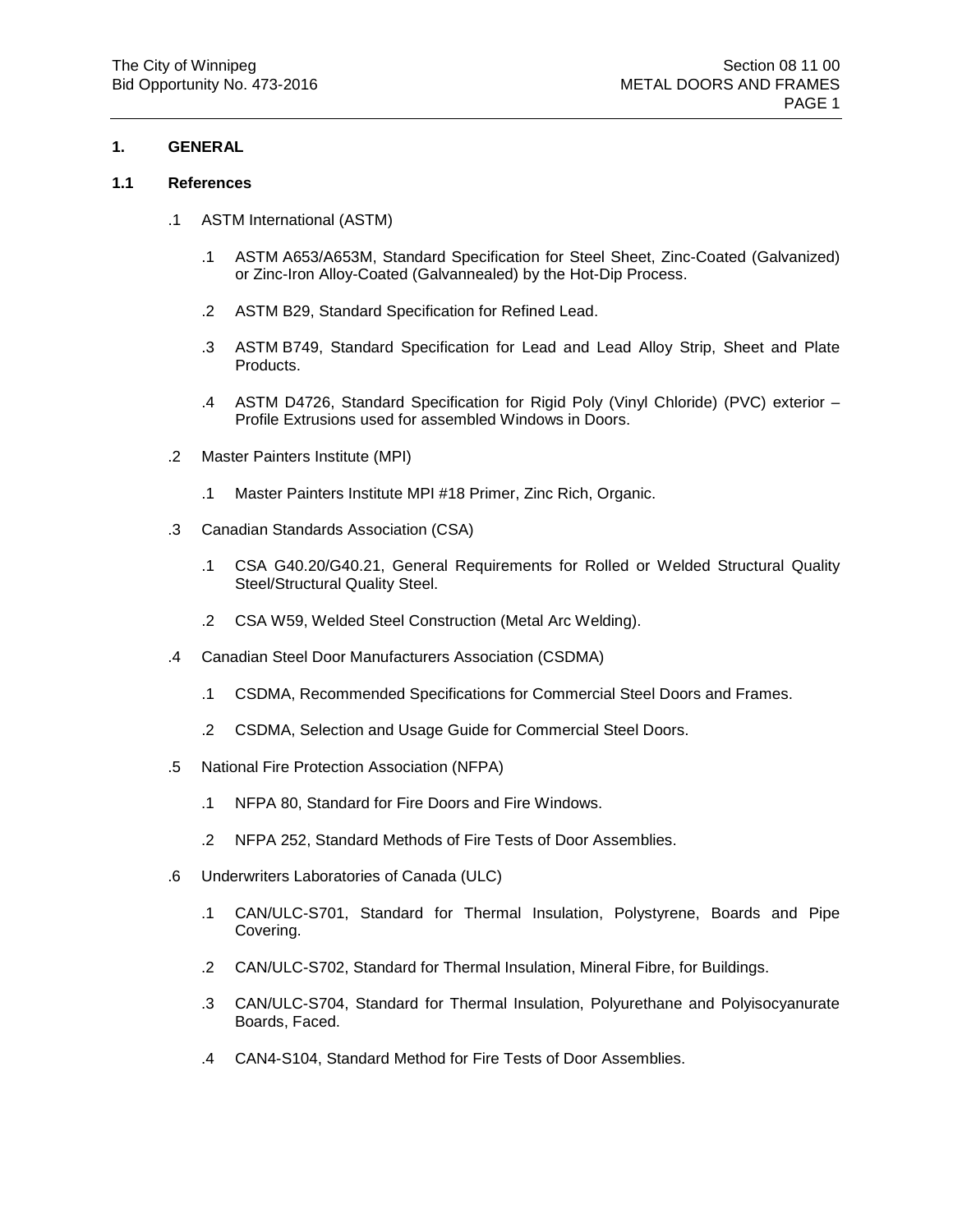## 1. GENERAL

### 1.1 References

.1 ASTM International (ASTM)

  .1 ASTM A653/A653M, Standard Specification for Steel Sheet, Zinc-Coated (Galvanized) or Zinc-Iron Alloy-Coated (Galvannealed) by the Hot-Dip Process.

  .2 ASTM B29, Standard Specification for Refined Lead.

  .3 ASTM B749, Standard Specification for Lead and Lead Alloy Strip, Sheet and Plate Products.

  .4 ASTM D4726, Standard Specification for Rigid Poly (Vinyl Chloride) (PVC) exterior – Profile Extrusions used for assembled Windows in Doors.

.2 Master Painters Institute (MPI)

  .1 Master Painters Institute MPI #18 Primer, Zinc Rich, Organic.

.3 Canadian Standards Association (CSA)

  .1 CSA G40.20/G40.21, General Requirements for Rolled or Welded Structural Quality Steel/Structural Quality Steel.

  .2 CSA W59, Welded Steel Construction (Metal Arc Welding).

.4 Canadian Steel Door Manufacturers Association (CSDMA)

  .1 CSDMA, Recommended Specifications for Commercial Steel Doors and Frames.

  .2 CSDMA, Selection and Usage Guide for Commercial Steel Doors.

.5 National Fire Protection Association (NFPA)

  .1 NFPA 80, Standard for Fire Doors and Fire Windows.

  .2 NFPA 252, Standard Methods of Fire Tests of Door Assemblies.

.6 Underwriters Laboratories of Canada (ULC)

  .1 CAN/ULC-S701, Standard for Thermal Insulation, Polystyrene, Boards and Pipe Covering.

  .2 CAN/ULC-S702, Standard for Thermal Insulation, Mineral Fibre, for Buildings.

  .3 CAN/ULC-S704, Standard for Thermal Insulation, Polyurethane and Polyisocyanurate Boards, Faced.

  .4 CAN4-S104, Standard Method for Fire Tests of Door Assemblies.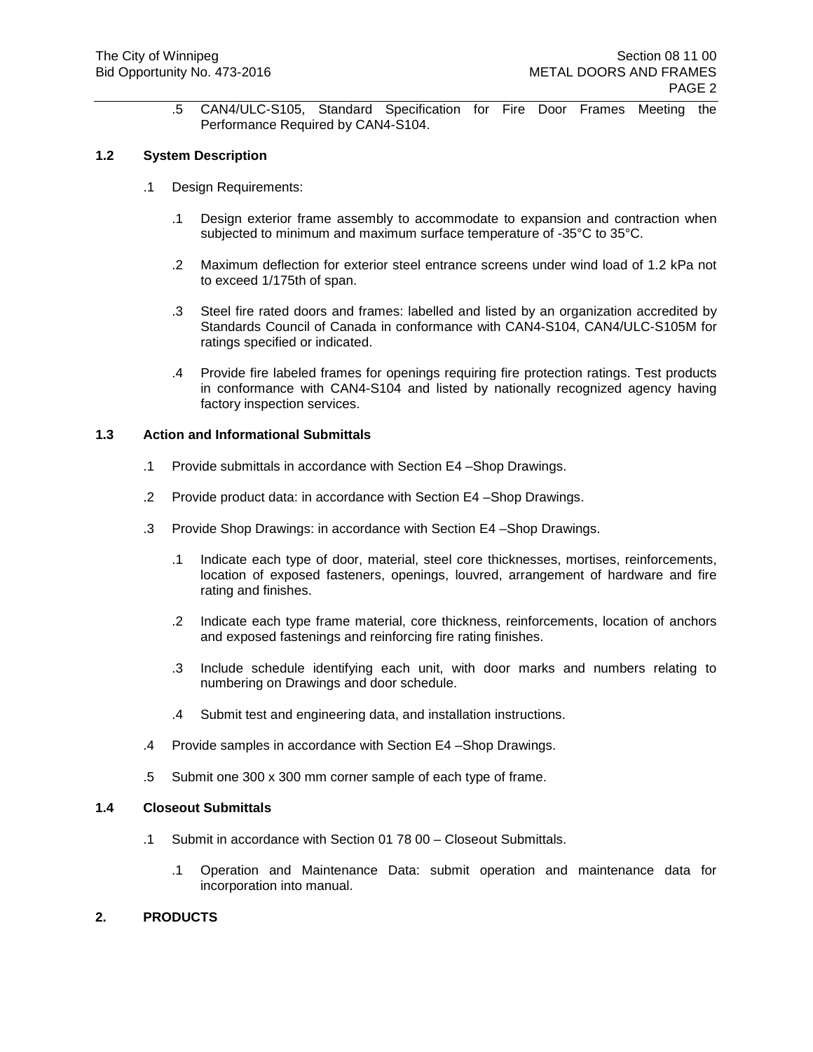.5 CAN4/ULC-S105, Standard Specification for Fire Door Frames Meeting the Performance Required by CAN4-S104.

### 1.2 System Description

.1 Design Requirements:

.1 Design exterior frame assembly to accommodate to expansion and contraction when subjected to minimum and maximum surface temperature of -35°C to 35°C.

.2 Maximum deflection for exterior steel entrance screens under wind load of 1.2 kPa not to exceed 1/175th of span.

.3 Steel fire rated doors and frames: labelled and listed by an organization accredited by Standards Council of Canada in conformance with CAN4-S104, CAN4/ULC-S105M for ratings specified or indicated.

.4 Provide fire labeled frames for openings requiring fire protection ratings. Test products in conformance with CAN4-S104 and listed by nationally recognized agency having factory inspection services.

### 1.3 Action and Informational Submittals

.1 Provide submittals in accordance with Section E4 –Shop Drawings.

.2 Provide product data: in accordance with Section E4 –Shop Drawings.

.3 Provide Shop Drawings: in accordance with Section E4 –Shop Drawings.

.1 Indicate each type of door, material, steel core thicknesses, mortises, reinforcements, location of exposed fasteners, openings, louvred, arrangement of hardware and fire rating and finishes.

.2 Indicate each type frame material, core thickness, reinforcements, location of anchors and exposed fastenings and reinforcing fire rating finishes.

.3 Include schedule identifying each unit, with door marks and numbers relating to numbering on Drawings and door schedule.

.4 Submit test and engineering data, and installation instructions.

.4 Provide samples in accordance with Section E4 –Shop Drawings.

.5 Submit one 300 x 300 mm corner sample of each type of frame.

### 1.4 Closeout Submittals

.1 Submit in accordance with Section 01 78 00 – Closeout Submittals.

.1 Operation and Maintenance Data: submit operation and maintenance data for incorporation into manual.

## 2. PRODUCTS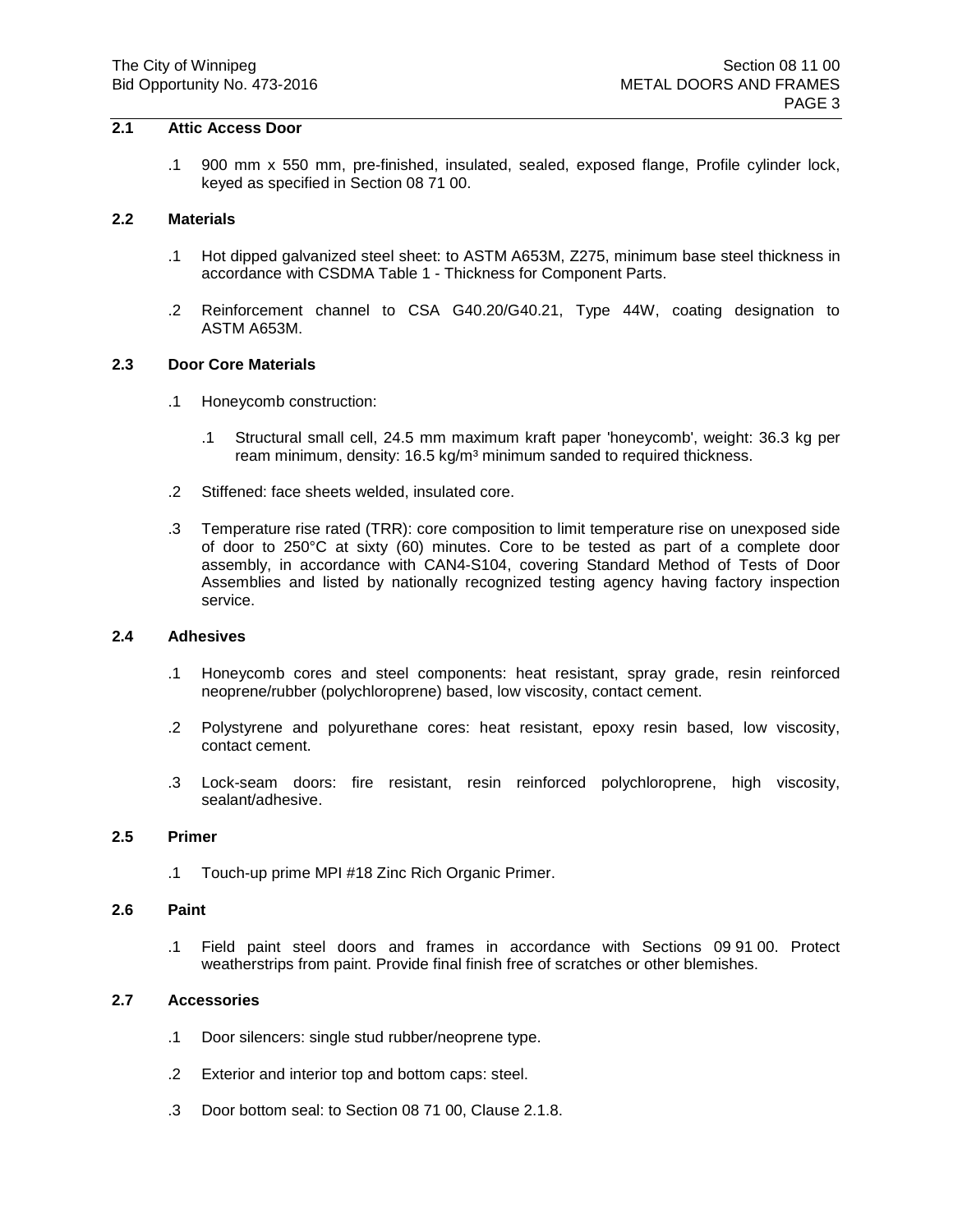### 2.1 Attic Access Door

.1 900 mm x 550 mm, pre-finished, insulated, sealed, exposed flange, Profile cylinder lock, keyed as specified in Section 08 71 00.

### 2.2 Materials

.1 Hot dipped galvanized steel sheet: to ASTM A653M, Z275, minimum base steel thickness in accordance with CSDMA Table 1 - Thickness for Component Parts.

.2 Reinforcement channel to CSA G40.20/G40.21, Type 44W, coating designation to ASTM A653M.

### 2.3 Door Core Materials

.1 Honeycomb construction:

   .1 Structural small cell, 24.5 mm maximum kraft paper 'honeycomb', weight: 36.3 kg per ream minimum, density: 16.5 kg/m³ minimum sanded to required thickness.

.2 Stiffened: face sheets welded, insulated core.

.3 Temperature rise rated (TRR): core composition to limit temperature rise on unexposed side of door to 250°C at sixty (60) minutes. Core to be tested as part of a complete door assembly, in accordance with CAN4-S104, covering Standard Method of Tests of Door Assemblies and listed by nationally recognized testing agency having factory inspection service.

### 2.4 Adhesives

.1 Honeycomb cores and steel components: heat resistant, spray grade, resin reinforced neoprene/rubber (polychloroprene) based, low viscosity, contact cement.

.2 Polystyrene and polyurethane cores: heat resistant, epoxy resin based, low viscosity, contact cement.

.3 Lock-seam doors: fire resistant, resin reinforced polychloroprene, high viscosity, sealant/adhesive.

### 2.5 Primer

.1 Touch-up prime MPI #18 Zinc Rich Organic Primer.

### 2.6 Paint

.1 Field paint steel doors and frames in accordance with Sections 09 91 00. Protect weatherstrips from paint. Provide final finish free of scratches or other blemishes.

### 2.7 Accessories

.1 Door silencers: single stud rubber/neoprene type.

.2 Exterior and interior top and bottom caps: steel.

.3 Door bottom seal: to Section 08 71 00, Clause 2.1.8.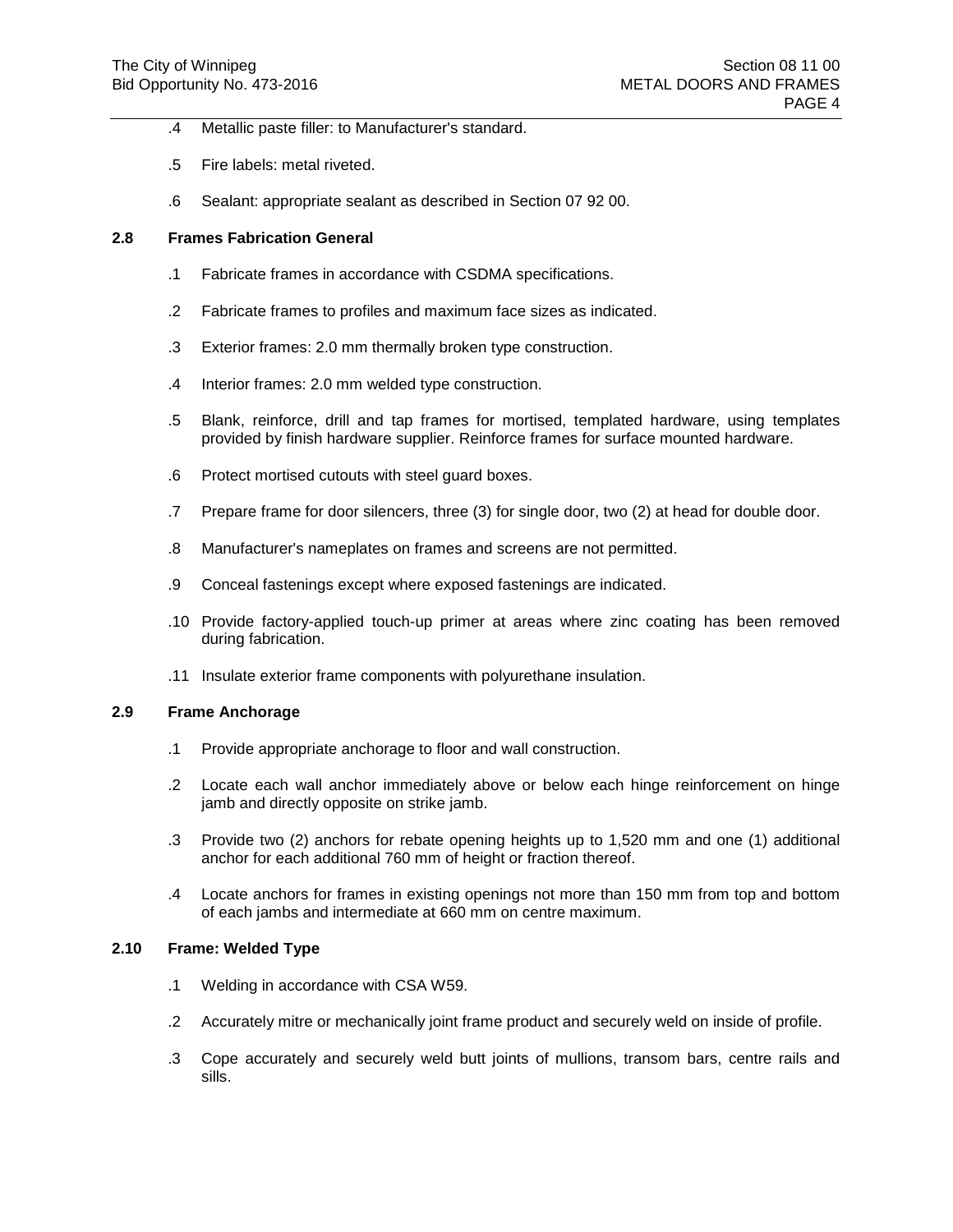.4 Metallic paste filler: to Manufacturer's standard.

.5 Fire labels: metal riveted.

.6 Sealant: appropriate sealant as described in Section 07 92 00.

### 2.8 Frames Fabrication General

.1 Fabricate frames in accordance with CSDMA specifications.

.2 Fabricate frames to profiles and maximum face sizes as indicated.

.3 Exterior frames: 2.0 mm thermally broken type construction.

.4 Interior frames: 2.0 mm welded type construction.

.5 Blank, reinforce, drill and tap frames for mortised, templated hardware, using templates provided by finish hardware supplier. Reinforce frames for surface mounted hardware.

.6 Protect mortised cutouts with steel guard boxes.

.7 Prepare frame for door silencers, three (3) for single door, two (2) at head for double door.

.8 Manufacturer's nameplates on frames and screens are not permitted.

.9 Conceal fastenings except where exposed fastenings are indicated.

.10 Provide factory-applied touch-up primer at areas where zinc coating has been removed during fabrication.

.11 Insulate exterior frame components with polyurethane insulation.

### 2.9 Frame Anchorage

.1 Provide appropriate anchorage to floor and wall construction.

.2 Locate each wall anchor immediately above or below each hinge reinforcement on hinge jamb and directly opposite on strike jamb.

.3 Provide two (2) anchors for rebate opening heights up to 1,520 mm and one (1) additional anchor for each additional 760 mm of height or fraction thereof.

.4 Locate anchors for frames in existing openings not more than 150 mm from top and bottom of each jambs and intermediate at 660 mm on centre maximum.

### 2.10 Frame: Welded Type

.1 Welding in accordance with CSA W59.

.2 Accurately mitre or mechanically joint frame product and securely weld on inside of profile.

.3 Cope accurately and securely weld butt joints of mullions, transom bars, centre rails and sills.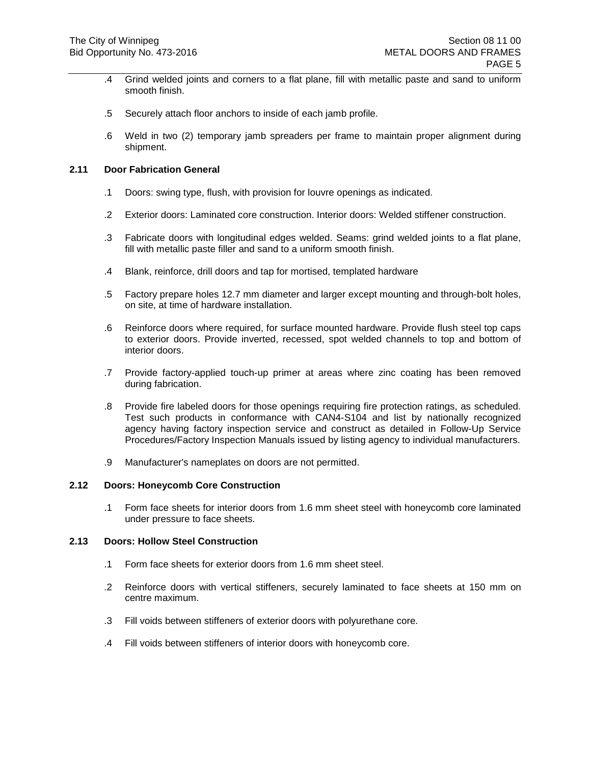.4 Grind welded joints and corners to a flat plane, fill with metallic paste and sand to uniform smooth finish.

.5 Securely attach floor anchors to inside of each jamb profile.

.6 Weld in two (2) temporary jamb spreaders per frame to maintain proper alignment during shipment.

## 2.11 Door Fabrication General

.1 Doors: swing type, flush, with provision for louvre openings as indicated.

.2 Exterior doors: Laminated core construction. Interior doors: Welded stiffener construction.

.3 Fabricate doors with longitudinal edges welded. Seams: grind welded joints to a flat plane, fill with metallic paste filler and sand to a uniform smooth finish.

.4 Blank, reinforce, drill doors and tap for mortised, templated hardware

.5 Factory prepare holes 12.7 mm diameter and larger except mounting and through-bolt holes, on site, at time of hardware installation.

.6 Reinforce doors where required, for surface mounted hardware. Provide flush steel top caps to exterior doors. Provide inverted, recessed, spot welded channels to top and bottom of interior doors.

.7 Provide factory-applied touch-up primer at areas where zinc coating has been removed during fabrication.

.8 Provide fire labeled doors for those openings requiring fire protection ratings, as scheduled. Test such products in conformance with CAN4-S104 and list by nationally recognized agency having factory inspection service and construct as detailed in Follow-Up Service Procedures/Factory Inspection Manuals issued by listing agency to individual manufacturers.

.9 Manufacturer's nameplates on doors are not permitted.

## 2.12 Doors: Honeycomb Core Construction

.1 Form face sheets for interior doors from 1.6 mm sheet steel with honeycomb core laminated under pressure to face sheets.

## 2.13 Doors: Hollow Steel Construction

.1 Form face sheets for exterior doors from 1.6 mm sheet steel.

.2 Reinforce doors with vertical stiffeners, securely laminated to face sheets at 150 mm on centre maximum.

.3 Fill voids between stiffeners of exterior doors with polyurethane core.

.4 Fill voids between stiffeners of interior doors with honeycomb core.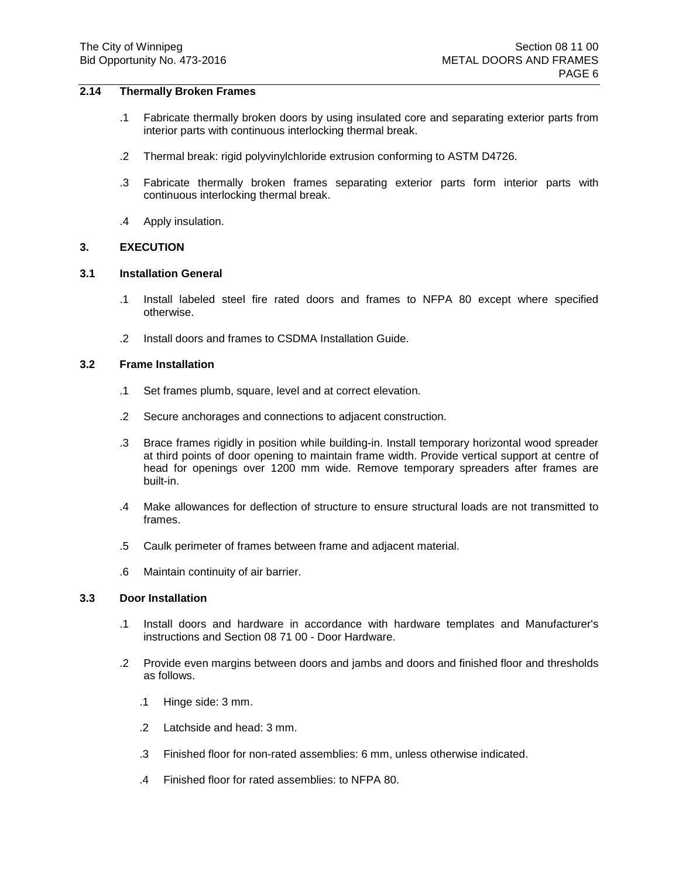## 2.14 Thermally Broken Frames

.1 Fabricate thermally broken doors by using insulated core and separating exterior parts from interior parts with continuous interlocking thermal break.

.2 Thermal break: rigid polyvinylchloride extrusion conforming to ASTM D4726.

.3 Fabricate thermally broken frames separating exterior parts form interior parts with continuous interlocking thermal break.

.4 Apply insulation.

# 3. EXECUTION

## 3.1 Installation General

.1 Install labeled steel fire rated doors and frames to NFPA 80 except where specified otherwise.

.2 Install doors and frames to CSDMA Installation Guide.

## 3.2 Frame Installation

.1 Set frames plumb, square, level and at correct elevation.

.2 Secure anchorages and connections to adjacent construction.

.3 Brace frames rigidly in position while building-in. Install temporary horizontal wood spreader at third points of door opening to maintain frame width. Provide vertical support at centre of head for openings over 1200 mm wide. Remove temporary spreaders after frames are built-in.

.4 Make allowances for deflection of structure to ensure structural loads are not transmitted to frames.

.5 Caulk perimeter of frames between frame and adjacent material.

.6 Maintain continuity of air barrier.

## 3.3 Door Installation

.1 Install doors and hardware in accordance with hardware templates and Manufacturer's instructions and Section 08 71 00 - Door Hardware.

.2 Provide even margins between doors and jambs and doors and finished floor and thresholds as follows.

  .1 Hinge side: 3 mm.

  .2 Latchside and head: 3 mm.

  .3 Finished floor for non-rated assemblies: 6 mm, unless otherwise indicated.

  .4 Finished floor for rated assemblies: to NFPA 80.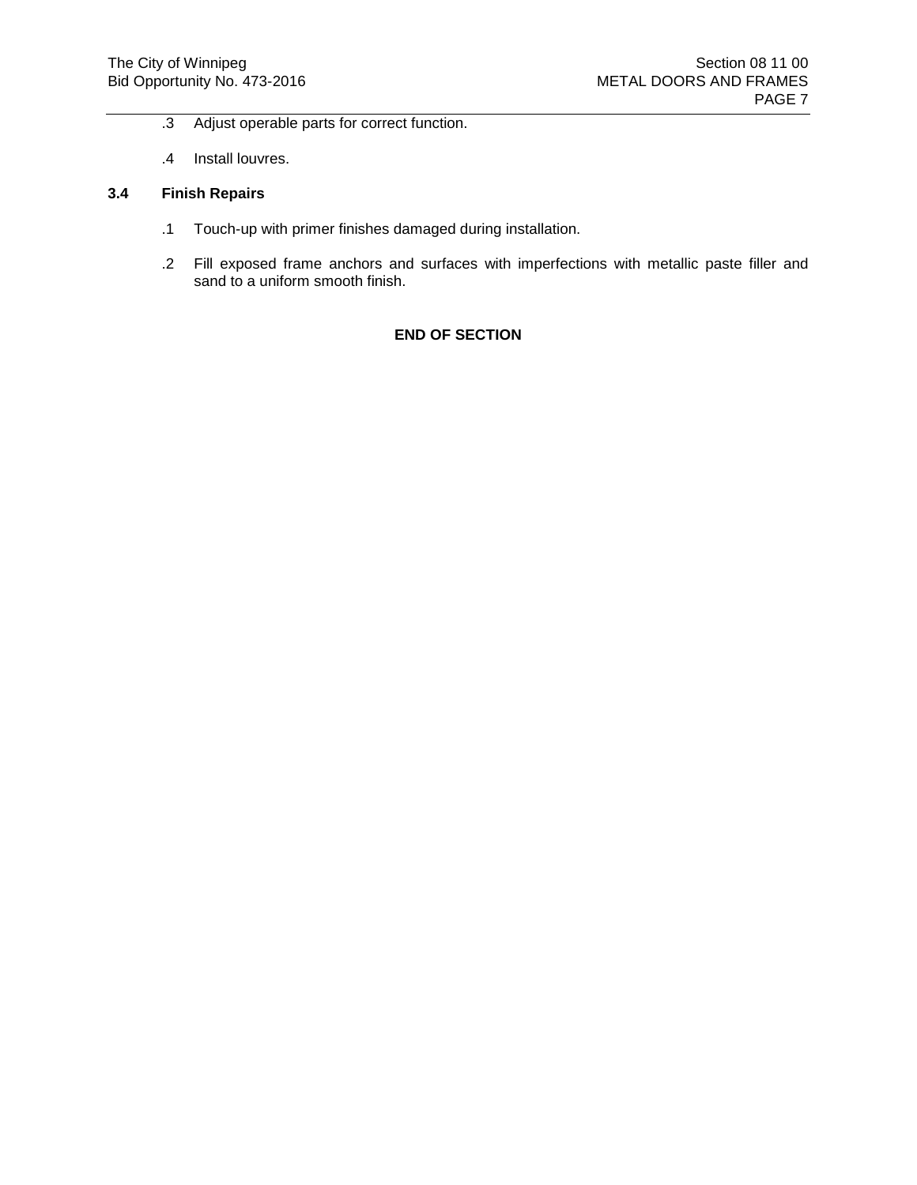.3 Adjust operable parts for correct function.

.4 Install louvres.

### 3.4 Finish Repairs

.1 Touch-up with primer finishes damaged during installation.

.2 Fill exposed frame anchors and surfaces with imperfections with metallic paste filler and sand to a uniform smooth finish.

**END OF SECTION**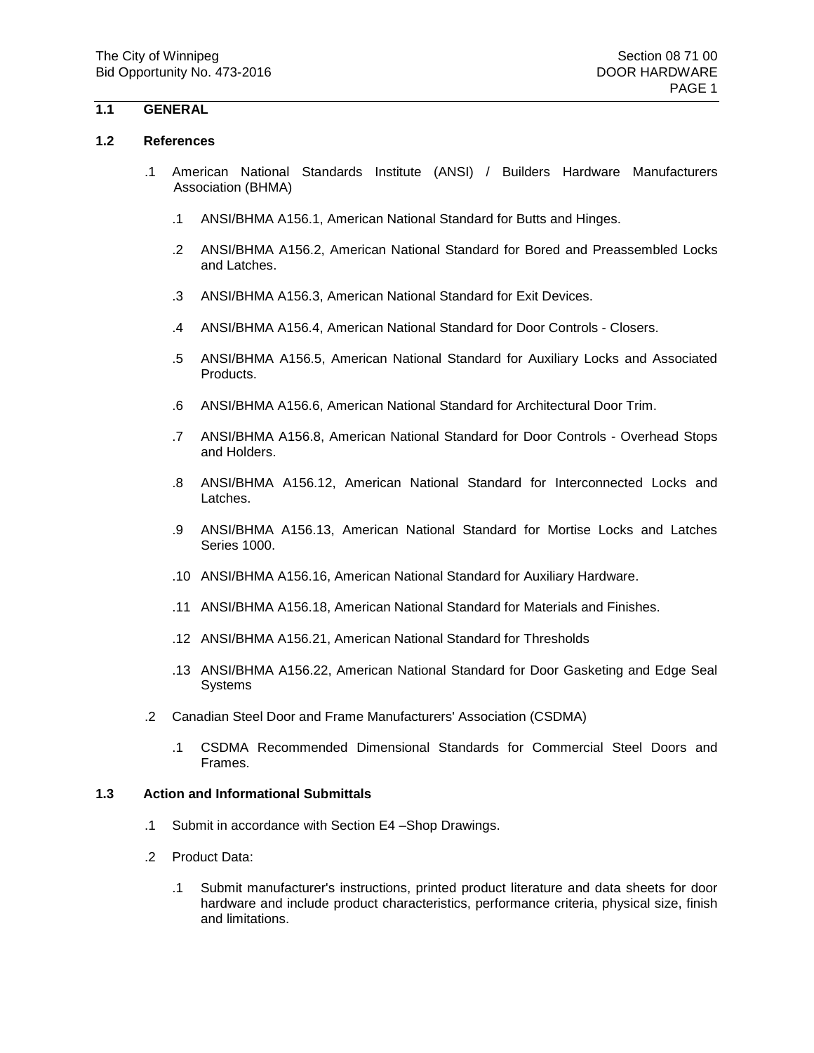## 1.1 GENERAL

### 1.2 References

.1 American National Standards Institute (ANSI) / Builders Hardware Manufacturers Association (BHMA)

.1 ANSI/BHMA A156.1, American National Standard for Butts and Hinges.

.2 ANSI/BHMA A156.2, American National Standard for Bored and Preassembled Locks and Latches.

.3 ANSI/BHMA A156.3, American National Standard for Exit Devices.

.4 ANSI/BHMA A156.4, American National Standard for Door Controls - Closers.

.5 ANSI/BHMA A156.5, American National Standard for Auxiliary Locks and Associated Products.

.6 ANSI/BHMA A156.6, American National Standard for Architectural Door Trim.

.7 ANSI/BHMA A156.8, American National Standard for Door Controls - Overhead Stops and Holders.

.8 ANSI/BHMA A156.12, American National Standard for Interconnected Locks and Latches.

.9 ANSI/BHMA A156.13, American National Standard for Mortise Locks and Latches Series 1000.

.10 ANSI/BHMA A156.16, American National Standard for Auxiliary Hardware.

.11 ANSI/BHMA A156.18, American National Standard for Materials and Finishes.

.12 ANSI/BHMA A156.21, American National Standard for Thresholds

.13 ANSI/BHMA A156.22, American National Standard for Door Gasketing and Edge Seal Systems

.2 Canadian Steel Door and Frame Manufacturers' Association (CSDMA)

.1 CSDMA Recommended Dimensional Standards for Commercial Steel Doors and Frames.

### 1.3 Action and Informational Submittals

.1 Submit in accordance with Section E4 –Shop Drawings.

.2 Product Data:

.1 Submit manufacturer's instructions, printed product literature and data sheets for door hardware and include product characteristics, performance criteria, physical size, finish and limitations.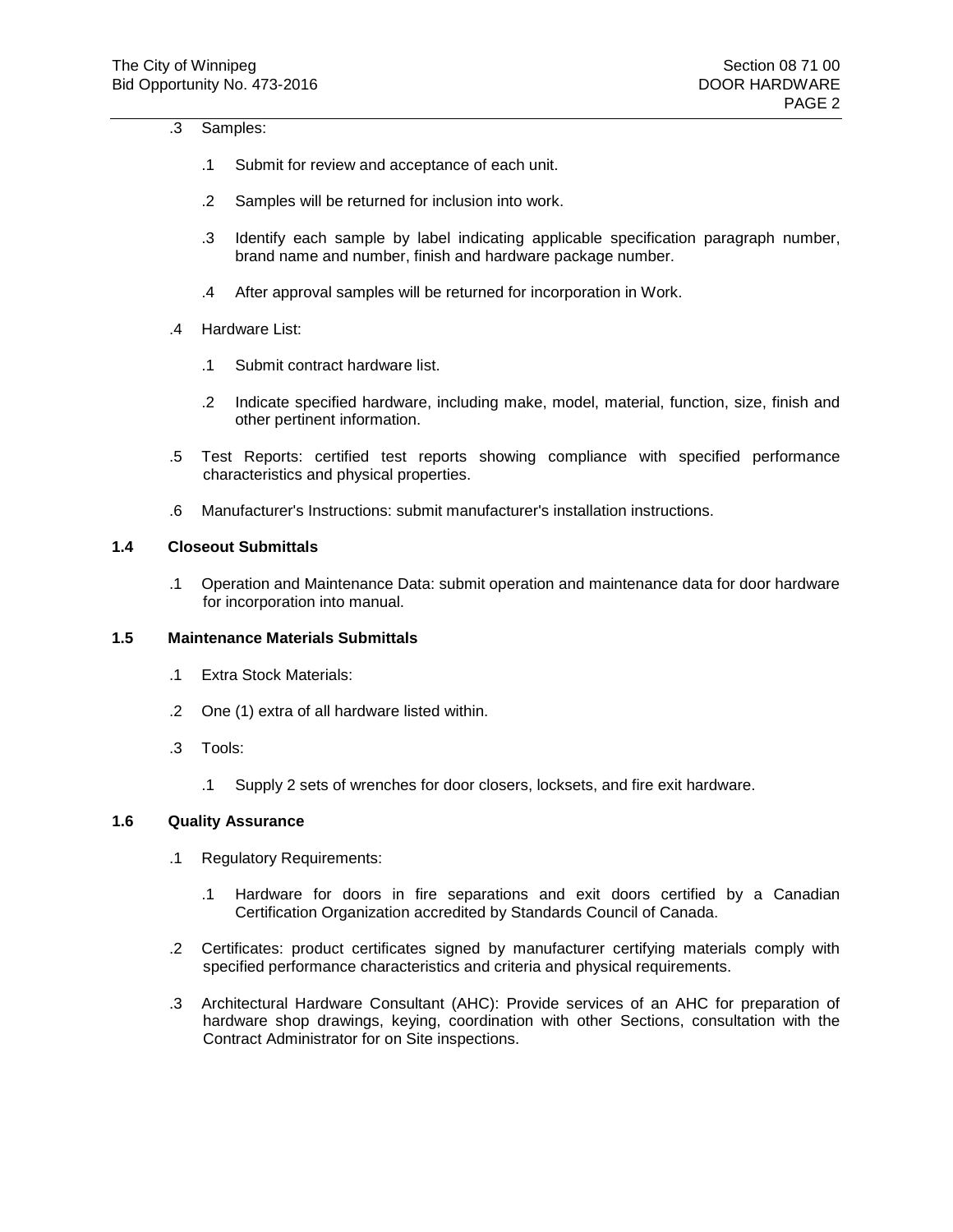.3 Samples:

  .1 Submit for review and acceptance of each unit.

  .2 Samples will be returned for inclusion into work.

  .3 Identify each sample by label indicating applicable specification paragraph number, brand name and number, finish and hardware package number.

  .4 After approval samples will be returned for incorporation in Work.

.4 Hardware List:

  .1 Submit contract hardware list.

  .2 Indicate specified hardware, including make, model, material, function, size, finish and other pertinent information.

.5 Test Reports: certified test reports showing compliance with specified performance characteristics and physical properties.

.6 Manufacturer's Instructions: submit manufacturer's installation instructions.

**1.4 Closeout Submittals**

.1 Operation and Maintenance Data: submit operation and maintenance data for door hardware for incorporation into manual.

**1.5 Maintenance Materials Submittals**

.1 Extra Stock Materials:

.2 One (1) extra of all hardware listed within.

.3 Tools:

  .1 Supply 2 sets of wrenches for door closers, locksets, and fire exit hardware.

**1.6 Quality Assurance**

.1 Regulatory Requirements:

  .1 Hardware for doors in fire separations and exit doors certified by a Canadian Certification Organization accredited by Standards Council of Canada.

.2 Certificates: product certificates signed by manufacturer certifying materials comply with specified performance characteristics and criteria and physical requirements.

.3 Architectural Hardware Consultant (AHC): Provide services of an AHC for preparation of hardware shop drawings, keying, coordination with other Sections, consultation with the Contract Administrator for on Site inspections.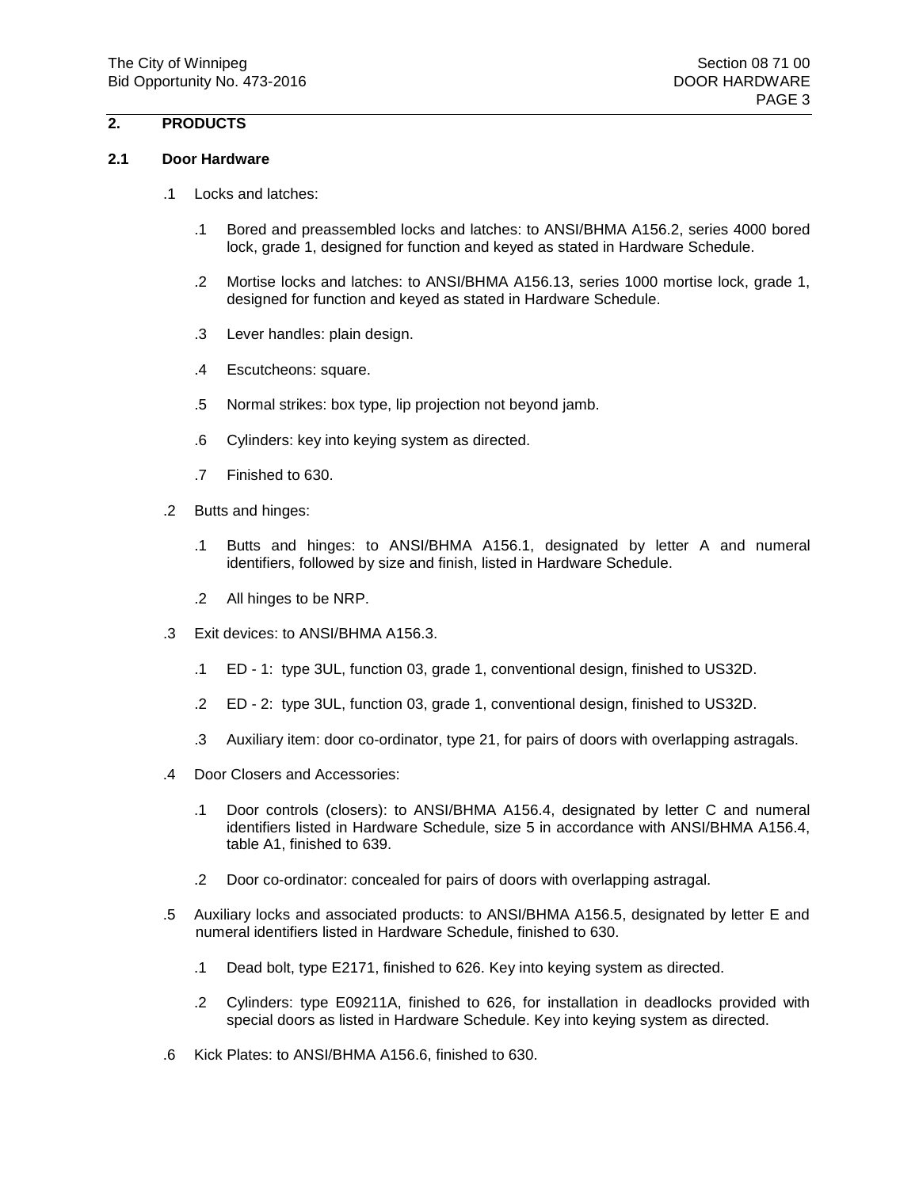## 2. PRODUCTS

### 2.1 Door Hardware

.1 Locks and latches:

.1 Bored and preassembled locks and latches: to ANSI/BHMA A156.2, series 4000 bored lock, grade 1, designed for function and keyed as stated in Hardware Schedule.

.2 Mortise locks and latches: to ANSI/BHMA A156.13, series 1000 mortise lock, grade 1, designed for function and keyed as stated in Hardware Schedule.

.3 Lever handles: plain design.

.4 Escutcheons: square.

.5 Normal strikes: box type, lip projection not beyond jamb.

.6 Cylinders: key into keying system as directed.

.7 Finished to 630.

.2 Butts and hinges:

.1 Butts and hinges: to ANSI/BHMA A156.1, designated by letter A and numeral identifiers, followed by size and finish, listed in Hardware Schedule.

.2 All hinges to be NRP.

.3 Exit devices: to ANSI/BHMA A156.3.

.1 ED - 1: type 3UL, function 03, grade 1, conventional design, finished to US32D.

.2 ED - 2: type 3UL, function 03, grade 1, conventional design, finished to US32D.

.3 Auxiliary item: door co-ordinator, type 21, for pairs of doors with overlapping astragals.

.4 Door Closers and Accessories:

.1 Door controls (closers): to ANSI/BHMA A156.4, designated by letter C and numeral identifiers listed in Hardware Schedule, size 5 in accordance with ANSI/BHMA A156.4, table A1, finished to 639.

.2 Door co-ordinator: concealed for pairs of doors with overlapping astragal.

.5 Auxiliary locks and associated products: to ANSI/BHMA A156.5, designated by letter E and numeral identifiers listed in Hardware Schedule, finished to 630.

.1 Dead bolt, type E2171, finished to 626. Key into keying system as directed.

.2 Cylinders: type E09211A, finished to 626, for installation in deadlocks provided with special doors as listed in Hardware Schedule. Key into keying system as directed.

.6 Kick Plates: to ANSI/BHMA A156.6, finished to 630.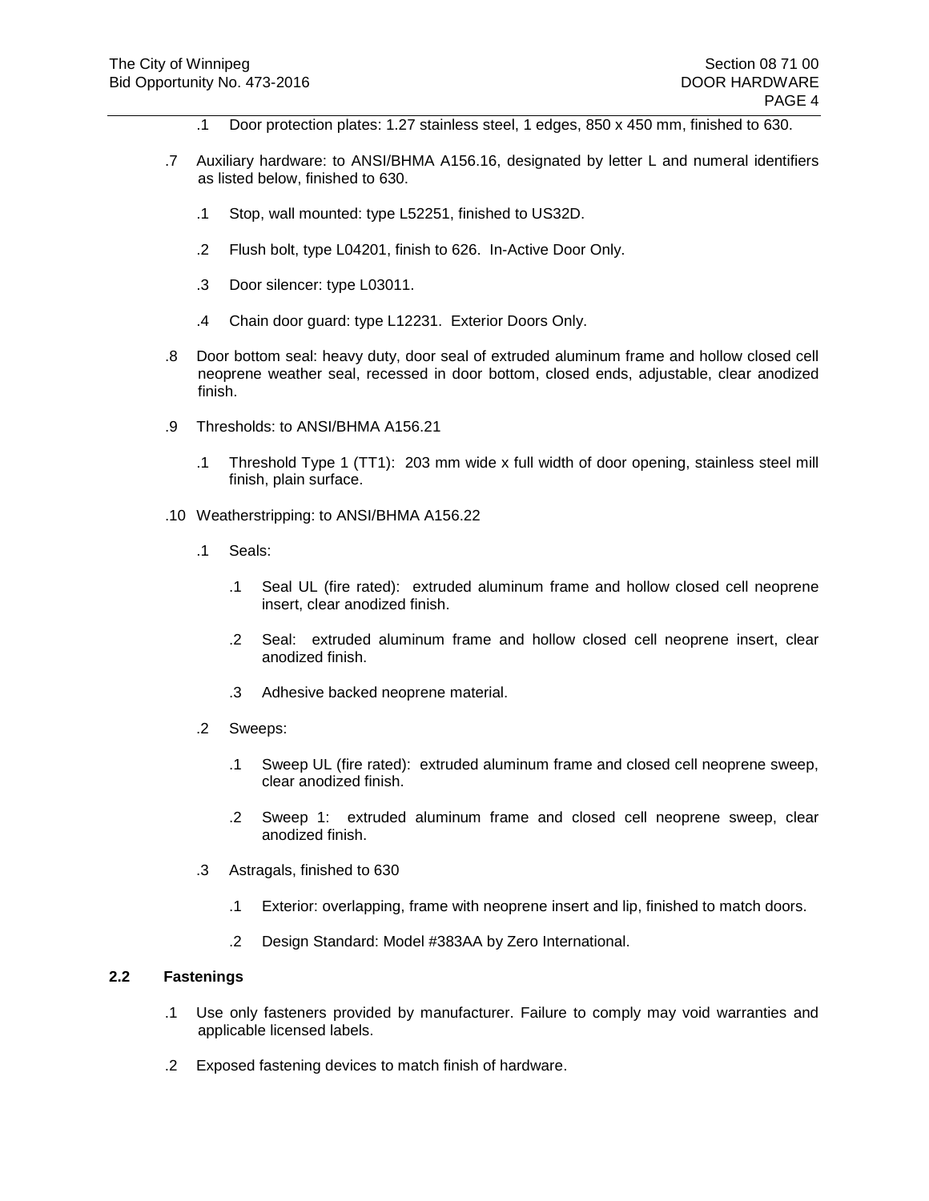.1 Door protection plates: 1.27 stainless steel, 1 edges, 850 x 450 mm, finished to 630.

.7 Auxiliary hardware: to ANSI/BHMA A156.16, designated by letter L and numeral identifiers as listed below, finished to 630.

.1 Stop, wall mounted: type L52251, finished to US32D.

.2 Flush bolt, type L04201, finish to 626. In-Active Door Only.

.3 Door silencer: type L03011.

.4 Chain door guard: type L12231. Exterior Doors Only.

.8 Door bottom seal: heavy duty, door seal of extruded aluminum frame and hollow closed cell neoprene weather seal, recessed in door bottom, closed ends, adjustable, clear anodized finish.

.9 Thresholds: to ANSI/BHMA A156.21

.1 Threshold Type 1 (TT1): 203 mm wide x full width of door opening, stainless steel mill finish, plain surface.

.10 Weatherstripping: to ANSI/BHMA A156.22

.1 Seals:

.1 Seal UL (fire rated): extruded aluminum frame and hollow closed cell neoprene insert, clear anodized finish.

.2 Seal: extruded aluminum frame and hollow closed cell neoprene insert, clear anodized finish.

.3 Adhesive backed neoprene material.

.2 Sweeps:

.1 Sweep UL (fire rated): extruded aluminum frame and closed cell neoprene sweep, clear anodized finish.

.2 Sweep 1: extruded aluminum frame and closed cell neoprene sweep, clear anodized finish.

.3 Astragals, finished to 630

.1 Exterior: overlapping, frame with neoprene insert and lip, finished to match doors.

.2 Design Standard: Model #383AA by Zero International.

## 2.2 Fastenings

.1 Use only fasteners provided by manufacturer. Failure to comply may void warranties and applicable licensed labels.

.2 Exposed fastening devices to match finish of hardware.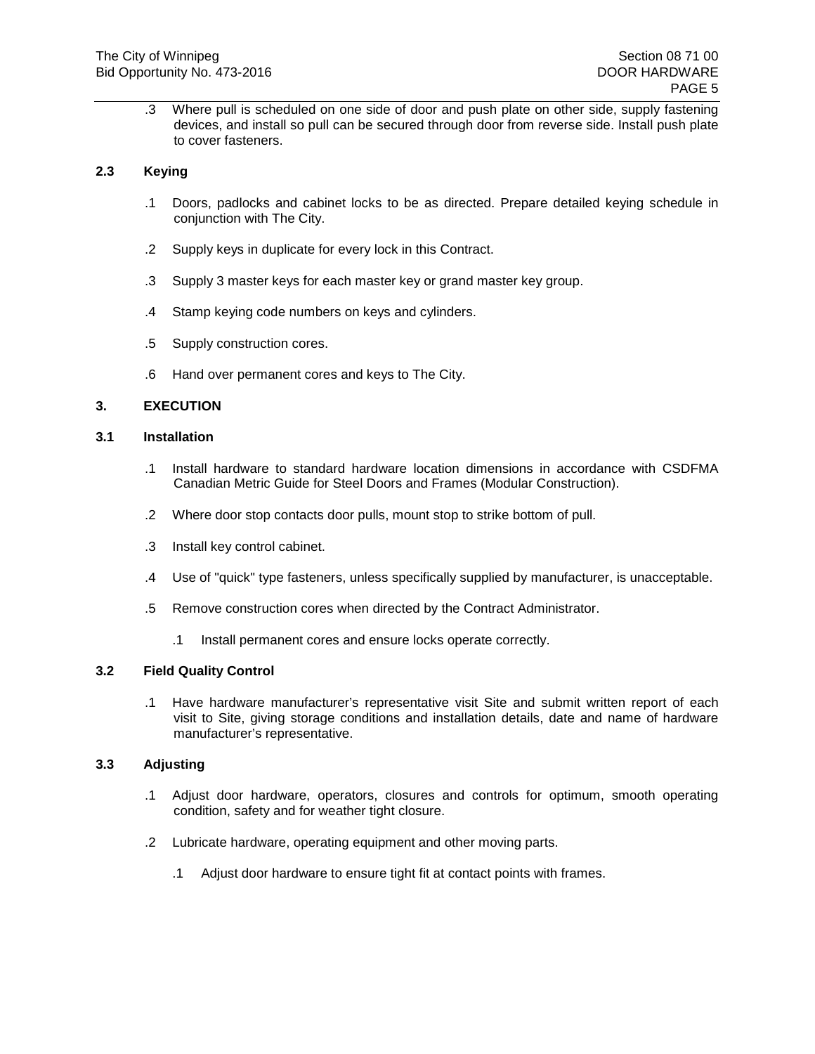.3 Where pull is scheduled on one side of door and push plate on other side, supply fastening devices, and install so pull can be secured through door from reverse side. Install push plate to cover fasteners.

## 2.3 Keying

.1 Doors, padlocks and cabinet locks to be as directed. Prepare detailed keying schedule in conjunction with The City.

.2 Supply keys in duplicate for every lock in this Contract.

.3 Supply 3 master keys for each master key or grand master key group.

.4 Stamp keying code numbers on keys and cylinders.

.5 Supply construction cores.

.6 Hand over permanent cores and keys to The City.

# 3. EXECUTION

## 3.1 Installation

.1 Install hardware to standard hardware location dimensions in accordance with CSDFMA Canadian Metric Guide for Steel Doors and Frames (Modular Construction).

.2 Where door stop contacts door pulls, mount stop to strike bottom of pull.

.3 Install key control cabinet.

.4 Use of "quick" type fasteners, unless specifically supplied by manufacturer, is unacceptable.

.5 Remove construction cores when directed by the Contract Administrator.

  .1 Install permanent cores and ensure locks operate correctly.

## 3.2 Field Quality Control

.1 Have hardware manufacturer's representative visit Site and submit written report of each visit to Site, giving storage conditions and installation details, date and name of hardware manufacturer's representative.

## 3.3 Adjusting

.1 Adjust door hardware, operators, closures and controls for optimum, smooth operating condition, safety and for weather tight closure.

.2 Lubricate hardware, operating equipment and other moving parts.

  .1 Adjust door hardware to ensure tight fit at contact points with frames.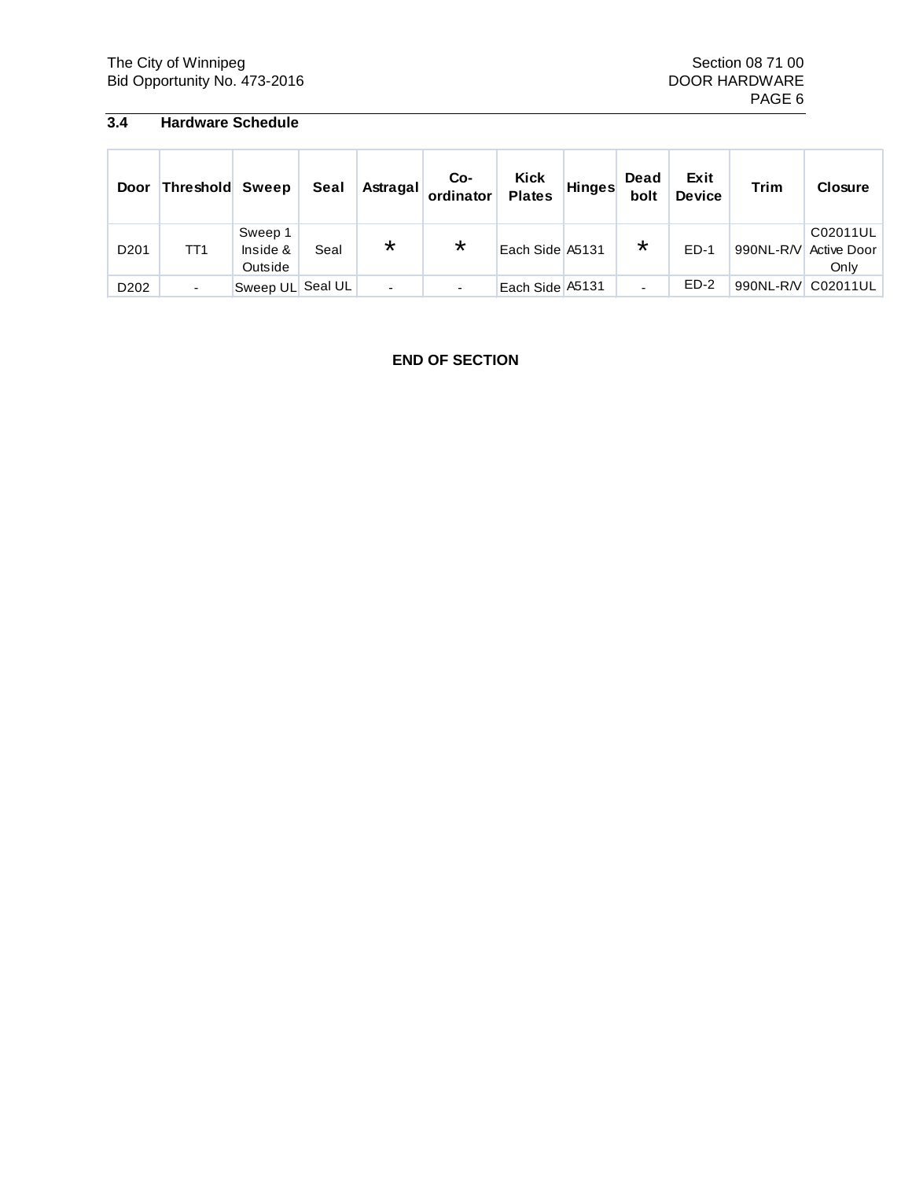### 3.4 Hardware Schedule

| Door | Threshold | Sweep | Seal | Astragal | Co-ordinator | Kick Plates | Hinges | Dead bolt | Exit Device | Trim | Closure |
|---|---|---|---|---|---|---|---|---|---|---|---|
| D201 | TT1 | Sweep 1 Inside & Outside | Seal | * | * | Each Side | A5131 | * | ED-1 | 990NL-R/V | C02011UL Active Door Only |
| D202 | - | Sweep UL | Seal UL | - | - | Each Side | A5131 | - | ED-2 | 990NL-R/V | C02011UL |

**END OF SECTION**